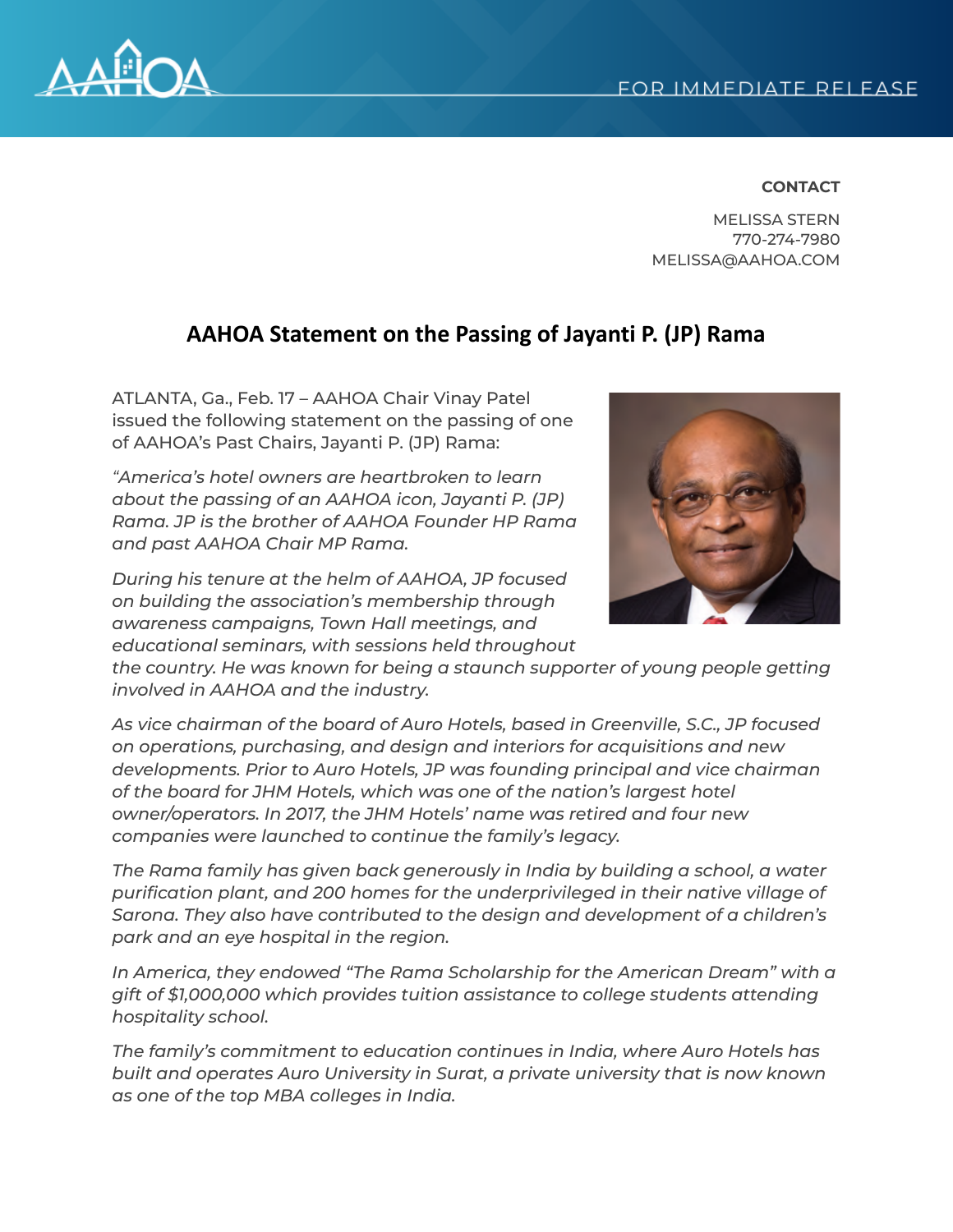FOR IMMEDIATE RELEASE

**CONTACT**

MELISSA STERN
770-274-7980
MELISSA@AAHOA.COM

## AAHOA Statement on the Passing of Jayanti P. (JP) Rama

ATLANTA, Ga., Feb. 17 – AAHOA Chair Vinay Patel issued the following statement on the passing of one of AAHOA's Past Chairs, Jayanti P. (JP) Rama:

*"America's hotel owners are heartbroken to learn about the passing of an AAHOA icon, Jayanti P. (JP) Rama. JP is the brother of AAHOA Founder HP Rama and past AAHOA Chair MP Rama.*

*During his tenure at the helm of AAHOA, JP focused on building the association's membership through awareness campaigns, Town Hall meetings, and educational seminars, with sessions held throughout the country. He was known for being a staunch supporter of young people getting involved in AAHOA and the industry.*

*As vice chairman of the board of Auro Hotels, based in Greenville, S.C., JP focused on operations, purchasing, and design and interiors for acquisitions and new developments. Prior to Auro Hotels, JP was founding principal and vice chairman of the board for JHM Hotels, which was one of the nation's largest hotel owner/operators. In 2017, the JHM Hotels' name was retired and four new companies were launched to continue the family's legacy.*

*The Rama family has given back generously in India by building a school, a water purification plant, and 200 homes for the underprivileged in their native village of Sarona. They also have contributed to the design and development of a children's park and an eye hospital in the region.*

*In America, they endowed "The Rama Scholarship for the American Dream" with a gift of $1,000,000 which provides tuition assistance to college students attending hospitality school.*

*The family's commitment to education continues in India, where Auro Hotels has built and operates Auro University in Surat, a private university that is now known as one of the top MBA colleges in India.*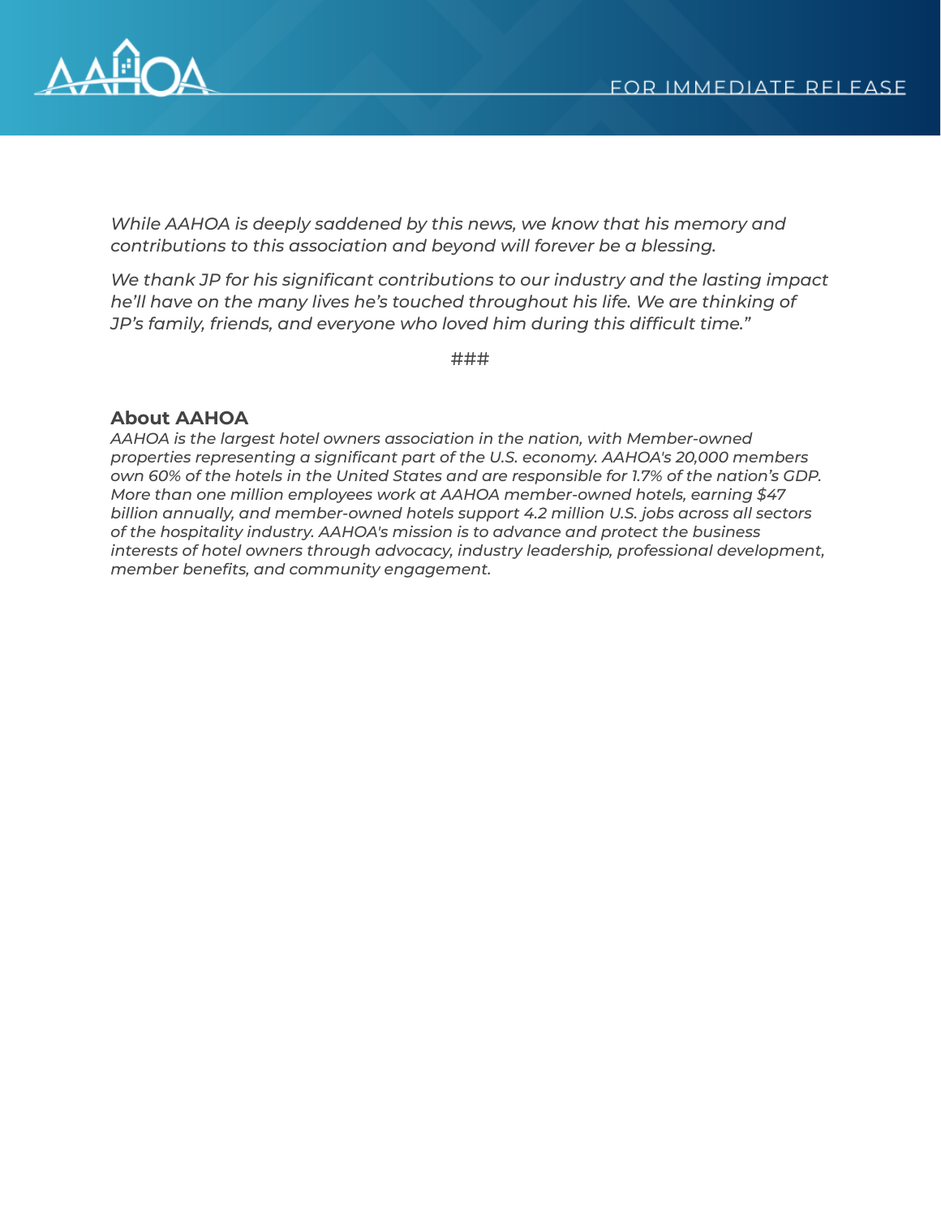*While AAHOA is deeply saddened by this news, we know that his memory and contributions to this association and beyond will forever be a blessing.*

*We thank JP for his significant contributions to our industry and the lasting impact he'll have on the many lives he's touched throughout his life. We are thinking of JP's family, friends, and everyone who loved him during this difficult time."*

###

**About AAHOA**

*AAHOA is the largest hotel owners association in the nation, with Member-owned properties representing a significant part of the U.S. economy. AAHOA's 20,000 members own 60% of the hotels in the United States and are responsible for 1.7% of the nation's GDP. More than one million employees work at AAHOA member-owned hotels, earning $47 billion annually, and member-owned hotels support 4.2 million U.S. jobs across all sectors of the hospitality industry. AAHOA's mission is to advance and protect the business interests of hotel owners through advocacy, industry leadership, professional development, member benefits, and community engagement.*